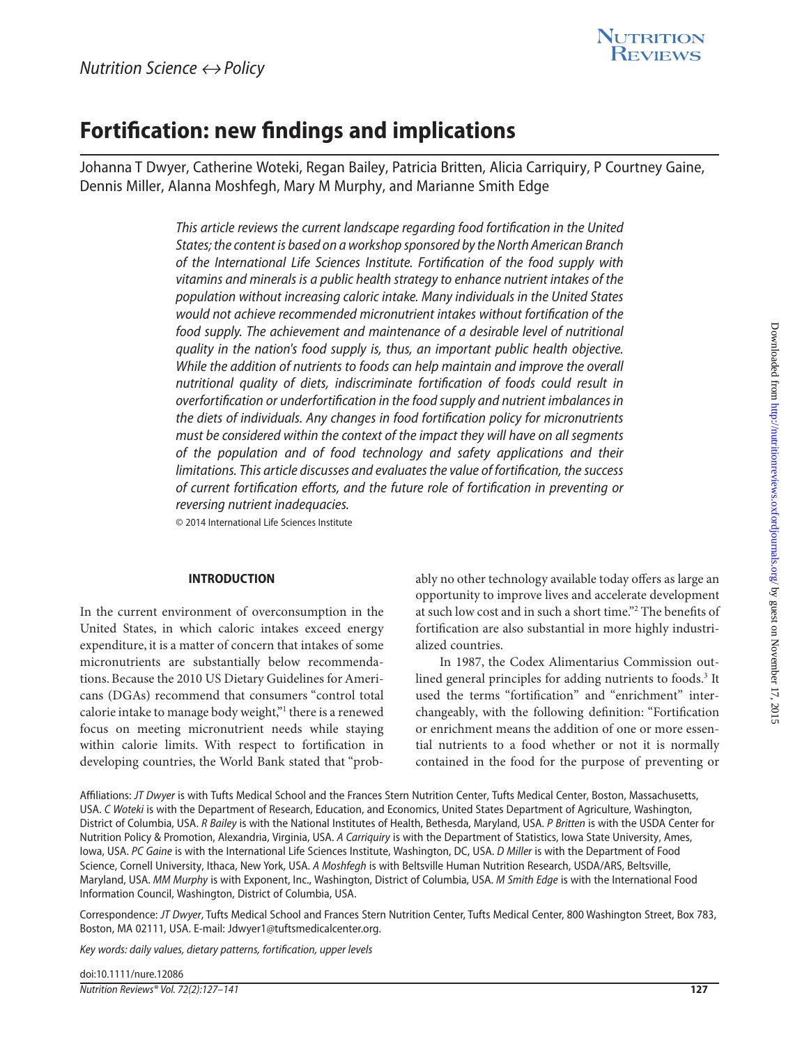Nutrition Science ↔ Policy

# Fortification: new findings and implications

Johanna T Dwyer, Catherine Woteki, Regan Bailey, Patricia Britten, Alicia Carriquiry, P Courtney Gaine, Dennis Miller, Alanna Moshfegh, Mary M Murphy, and Marianne Smith Edge

*This article reviews the current landscape regarding food fortification in the United States; the content is based on a workshop sponsored by the North American Branch of the International Life Sciences Institute. Fortification of the food supply with vitamins and minerals is a public health strategy to enhance nutrient intakes of the population without increasing caloric intake. Many individuals in the United States would not achieve recommended micronutrient intakes without fortification of the food supply. The achievement and maintenance of a desirable level of nutritional quality in the nation's food supply is, thus, an important public health objective. While the addition of nutrients to foods can help maintain and improve the overall nutritional quality of diets, indiscriminate fortification of foods could result in overfortification or underfortification in the food supply and nutrient imbalances in the diets of individuals. Any changes in food fortification policy for micronutrients must be considered within the context of the impact they will have on all segments of the population and of food technology and safety applications and their limitations. This article discusses and evaluates the value of fortification, the success of current fortification efforts, and the future role of fortification in preventing or reversing nutrient inadequacies.*

© 2014 International Life Sciences Institute

## INTRODUCTION

In the current environment of overconsumption in the United States, in which caloric intakes exceed energy expenditure, it is a matter of concern that intakes of some micronutrients are substantially below recommendations. Because the 2010 US Dietary Guidelines for Americans (DGAs) recommend that consumers "control total calorie intake to manage body weight,"[1] there is a renewed focus on meeting micronutrient needs while staying within calorie limits. With respect to fortification in developing countries, the World Bank stated that "probably no other technology available today offers as large an opportunity to improve lives and accelerate development at such low cost and in such a short time."[2] The benefits of fortification are also substantial in more highly industrialized countries.

In 1987, the Codex Alimentarius Commission outlined general principles for adding nutrients to foods.[3] It used the terms "fortification" and "enrichment" interchangeably, with the following definition: "Fortification or enrichment means the addition of one or more essential nutrients to a food whether or not it is normally contained in the food for the purpose of preventing or

Affiliations: *JT Dwyer* is with Tufts Medical School and the Frances Stern Nutrition Center, Tufts Medical Center, Boston, Massachusetts, USA. *C Woteki* is with the Department of Research, Education, and Economics, United States Department of Agriculture, Washington, District of Columbia, USA. *R Bailey* is with the National Institutes of Health, Bethesda, Maryland, USA. *P Britten* is with the USDA Center for Nutrition Policy & Promotion, Alexandria, Virginia, USA. *A Carriquiry* is with the Department of Statistics, Iowa State University, Ames, Iowa, USA. *PC Gaine* is with the International Life Sciences Institute, Washington, DC, USA. *D Miller* is with the Department of Food Science, Cornell University, Ithaca, New York, USA. *A Moshfegh* is with Beltsville Human Nutrition Research, USDA/ARS, Beltsville, Maryland, USA. *MM Murphy* is with Exponent, Inc., Washington, District of Columbia, USA. *M Smith Edge* is with the International Food Information Council, Washington, District of Columbia, USA.

Correspondence: *JT Dwyer*, Tufts Medical School and Frances Stern Nutrition Center, Tufts Medical Center, 800 Washington Street, Box 783, Boston, MA 02111, USA. E-mail: Jdwyer1@tuftsmedicalcenter.org.

*Key words:* daily values, dietary patterns, fortification, upper levels

doi:10.1111/nure.12086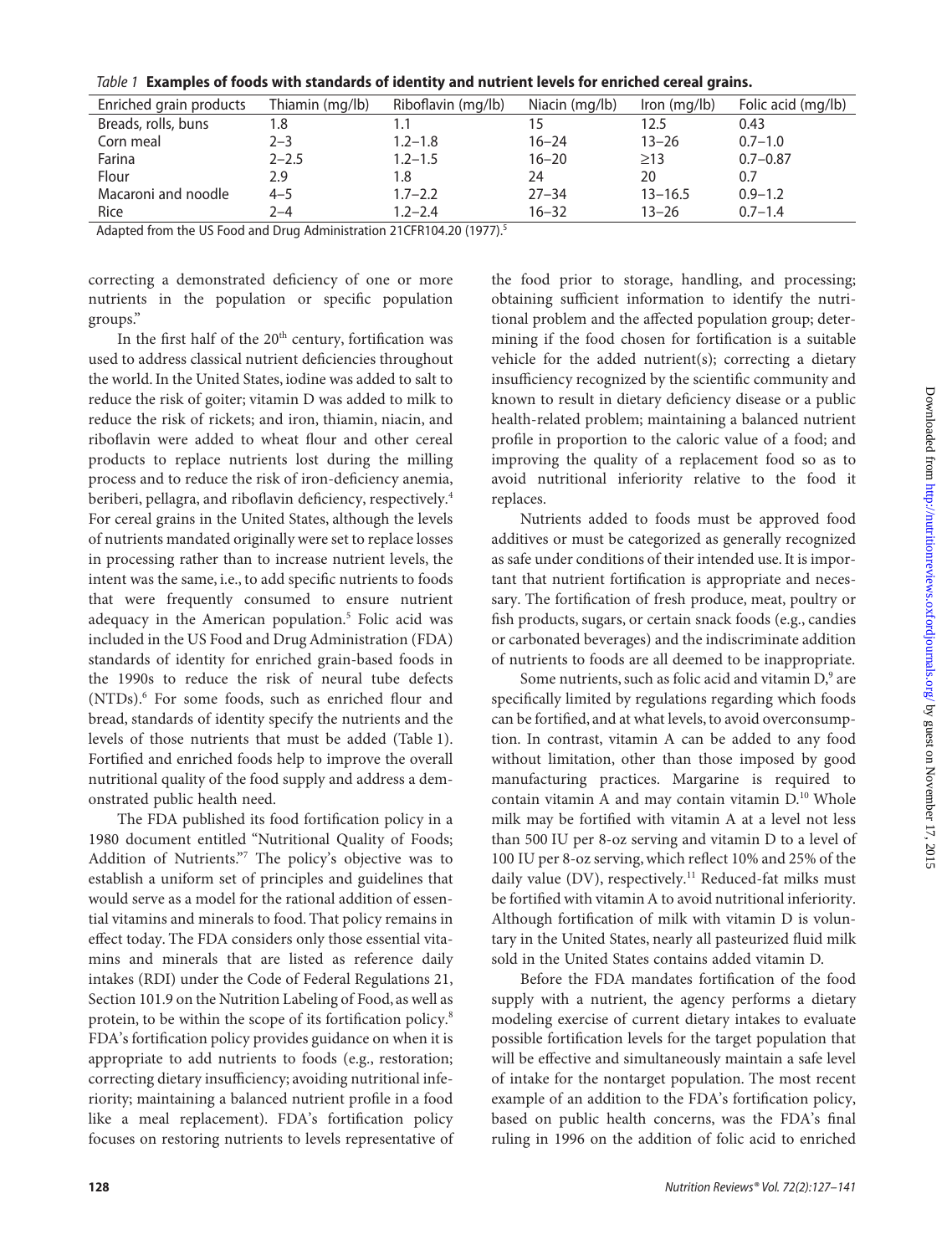*Table 1* **Examples of foods with standards of identity and nutrient levels for enriched cereal grains.**

| Enriched grain products | Thiamin (mg/lb) | Riboflavin (mg/lb) | Niacin (mg/lb) | Iron (mg/lb) | Folic acid (mg/lb) |
|---|---|---|---|---|---|
| Breads, rolls, buns | 1.8 | 1.1 | 15 | 12.5 | 0.43 |
| Corn meal | 2–3 | 1.2–1.8 | 16–24 | 13–26 | 0.7–1.0 |
| Farina | 2–2.5 | 1.2–1.5 | 16–20 | ≥13 | 0.7–0.87 |
| Flour | 2.9 | 1.8 | 24 | 20 | 0.7 |
| Macaroni and noodle | 4–5 | 1.7–2.2 | 27–34 | 13–16.5 | 0.9–1.2 |
| Rice | 2–4 | 1.2–2.4 | 16–32 | 13–26 | 0.7–1.4 |

Adapted from the US Food and Drug Administration 21CFR104.20 (1977).[5]

correcting a demonstrated deficiency of one or more nutrients in the population or specific population groups."

In the first half of the 20th century, fortification was used to address classical nutrient deficiencies throughout the world. In the United States, iodine was added to salt to reduce the risk of goiter; vitamin D was added to milk to reduce the risk of rickets; and iron, thiamin, niacin, and riboflavin were added to wheat flour and other cereal products to replace nutrients lost during the milling process and to reduce the risk of iron-deficiency anemia, beriberi, pellagra, and riboflavin deficiency, respectively.[4] For cereal grains in the United States, although the levels of nutrients mandated originally were set to replace losses in processing rather than to increase nutrient levels, the intent was the same, i.e., to add specific nutrients to foods that were frequently consumed to ensure nutrient adequacy in the American population.[5] Folic acid was included in the US Food and Drug Administration (FDA) standards of identity for enriched grain-based foods in the 1990s to reduce the risk of neural tube defects (NTDs).[6] For some foods, such as enriched flour and bread, standards of identity specify the nutrients and the levels of those nutrients that must be added (Table 1). Fortified and enriched foods help to improve the overall nutritional quality of the food supply and address a demonstrated public health need.

The FDA published its food fortification policy in a 1980 document entitled "Nutritional Quality of Foods; Addition of Nutrients."[7] The policy's objective was to establish a uniform set of principles and guidelines that would serve as a model for the rational addition of essential vitamins and minerals to food. That policy remains in effect today. The FDA considers only those essential vitamins and minerals that are listed as reference daily intakes (RDI) under the Code of Federal Regulations 21, Section 101.9 on the Nutrition Labeling of Food, as well as protein, to be within the scope of its fortification policy.[8] FDA's fortification policy provides guidance on when it is appropriate to add nutrients to foods (e.g., restoration; correcting dietary insufficiency; avoiding nutritional inferiority; maintaining a balanced nutrient profile in a food like a meal replacement). FDA's fortification policy focuses on restoring nutrients to levels representative of the food prior to storage, handling, and processing; obtaining sufficient information to identify the nutritional problem and the affected population group; determining if the food chosen for fortification is a suitable vehicle for the added nutrient(s); correcting a dietary insufficiency recognized by the scientific community and known to result in dietary deficiency disease or a public health-related problem; maintaining a balanced nutrient profile in proportion to the caloric value of a food; and improving the quality of a replacement food so as to avoid nutritional inferiority relative to the food it replaces.

Nutrients added to foods must be approved food additives or must be categorized as generally recognized as safe under conditions of their intended use. It is important that nutrient fortification is appropriate and necessary. The fortification of fresh produce, meat, poultry or fish products, sugars, or certain snack foods (e.g., candies or carbonated beverages) and the indiscriminate addition of nutrients to foods are all deemed to be inappropriate.

Some nutrients, such as folic acid and vitamin D,[9] are specifically limited by regulations regarding which foods can be fortified, and at what levels, to avoid overconsumption. In contrast, vitamin A can be added to any food without limitation, other than those imposed by good manufacturing practices. Margarine is required to contain vitamin A and may contain vitamin D.[10] Whole milk may be fortified with vitamin A at a level not less than 500 IU per 8-oz serving and vitamin D to a level of 100 IU per 8-oz serving, which reflect 10% and 25% of the daily value (DV), respectively.[11] Reduced-fat milks must be fortified with vitamin A to avoid nutritional inferiority. Although fortification of milk with vitamin D is voluntary in the United States, nearly all pasteurized fluid milk sold in the United States contains added vitamin D.

Before the FDA mandates fortification of the food supply with a nutrient, the agency performs a dietary modeling exercise of current dietary intakes to evaluate possible fortification levels for the target population that will be effective and simultaneously maintain a safe level of intake for the nontarget population. The most recent example of an addition to the FDA's fortification policy, based on public health concerns, was the FDA's final ruling in 1996 on the addition of folic acid to enriched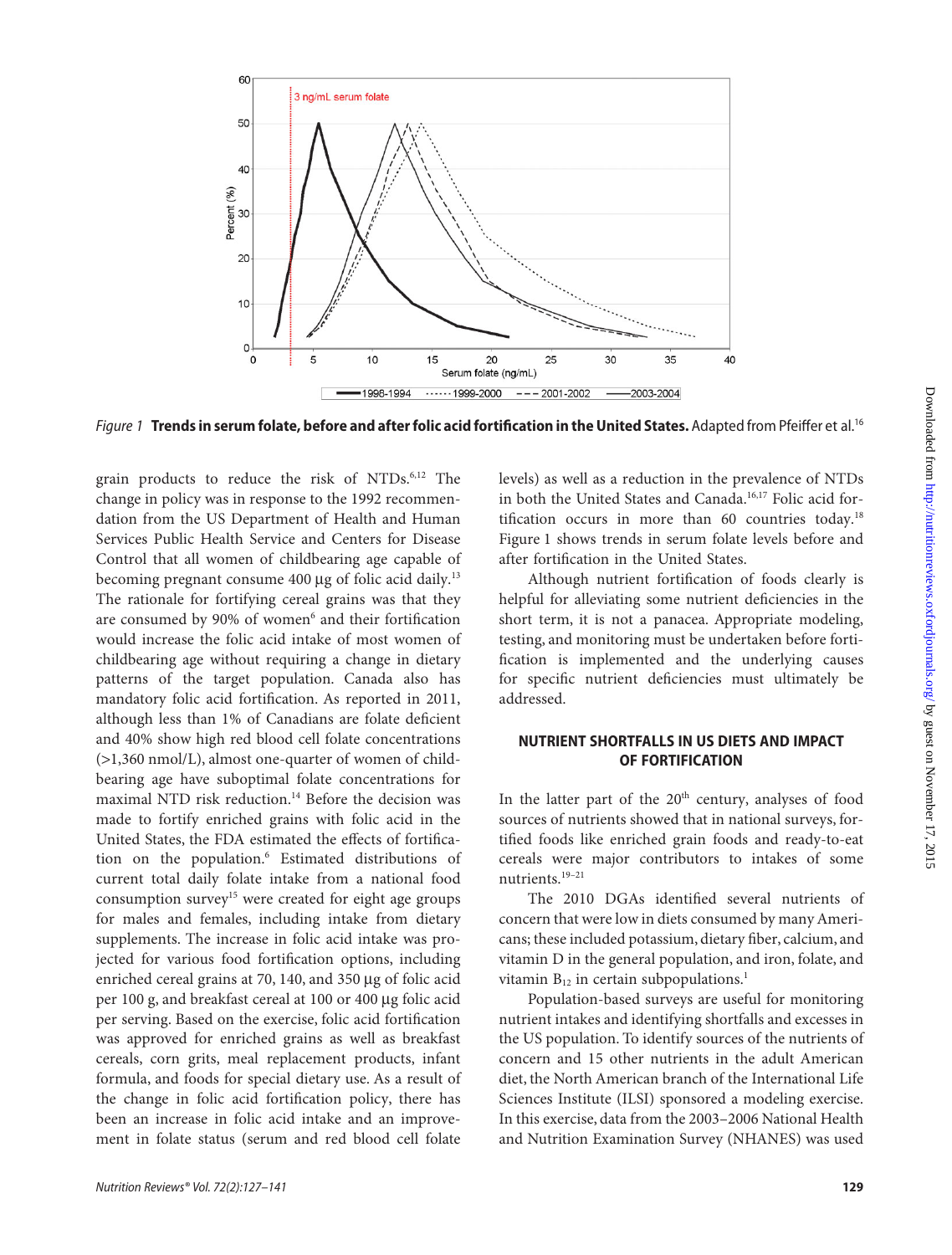*Figure 1* **Trends in serum folate, before and after folic acid fortification in the United States.** Adapted from Pfeiffer et al.[16]

grain products to reduce the risk of NTDs.[6,12] The change in policy was in response to the 1992 recommendation from the US Department of Health and Human Services Public Health Service and Centers for Disease Control that all women of childbearing age capable of becoming pregnant consume 400 μg of folic acid daily.[13] The rationale for fortifying cereal grains was that they are consumed by 90% of women[6] and their fortification would increase the folic acid intake of most women of childbearing age without requiring a change in dietary patterns of the target population. Canada also has mandatory folic acid fortification. As reported in 2011, although less than 1% of Canadians are folate deficient and 40% show high red blood cell folate concentrations (>1,360 nmol/L), almost one-quarter of women of childbearing age have suboptimal folate concentrations for maximal NTD risk reduction.[14] Before the decision was made to fortify enriched grains with folic acid in the United States, the FDA estimated the effects of fortification on the population.[6] Estimated distributions of current total daily folate intake from a national food consumption survey[15] were created for eight age groups for males and females, including intake from dietary supplements. The increase in folic acid intake was projected for various food fortification options, including enriched cereal grains at 70, 140, and 350 μg of folic acid per 100 g, and breakfast cereal at 100 or 400 μg folic acid per serving. Based on the exercise, folic acid fortification was approved for enriched grains as well as breakfast cereals, corn grits, meal replacement products, infant formula, and foods for special dietary use. As a result of the change in folic acid fortification policy, there has been an increase in folic acid intake and an improvement in folate status (serum and red blood cell folate levels) as well as a reduction in the prevalence of NTDs in both the United States and Canada.[16,17] Folic acid fortification occurs in more than 60 countries today.[18] Figure 1 shows trends in serum folate levels before and after fortification in the United States.

Although nutrient fortification of foods clearly is helpful for alleviating some nutrient deficiencies in the short term, it is not a panacea. Appropriate modeling, testing, and monitoring must be undertaken before fortification is implemented and the underlying causes for specific nutrient deficiencies must ultimately be addressed.

## NUTRIENT SHORTFALLS IN US DIETS AND IMPACT OF FORTIFICATION

In the latter part of the 20th century, analyses of food sources of nutrients showed that in national surveys, fortified foods like enriched grain foods and ready-to-eat cereals were major contributors to intakes of some nutrients.[19–21]

The 2010 DGAs identified several nutrients of concern that were low in diets consumed by many Americans; these included potassium, dietary fiber, calcium, and vitamin D in the general population, and iron, folate, and vitamin $B_{12}$ in certain subpopulations.[1]

Population-based surveys are useful for monitoring nutrient intakes and identifying shortfalls and excesses in the US population. To identify sources of the nutrients of concern and 15 other nutrients in the adult American diet, the North American branch of the International Life Sciences Institute (ILSI) sponsored a modeling exercise. In this exercise, data from the 2003–2006 National Health and Nutrition Examination Survey (NHANES) was used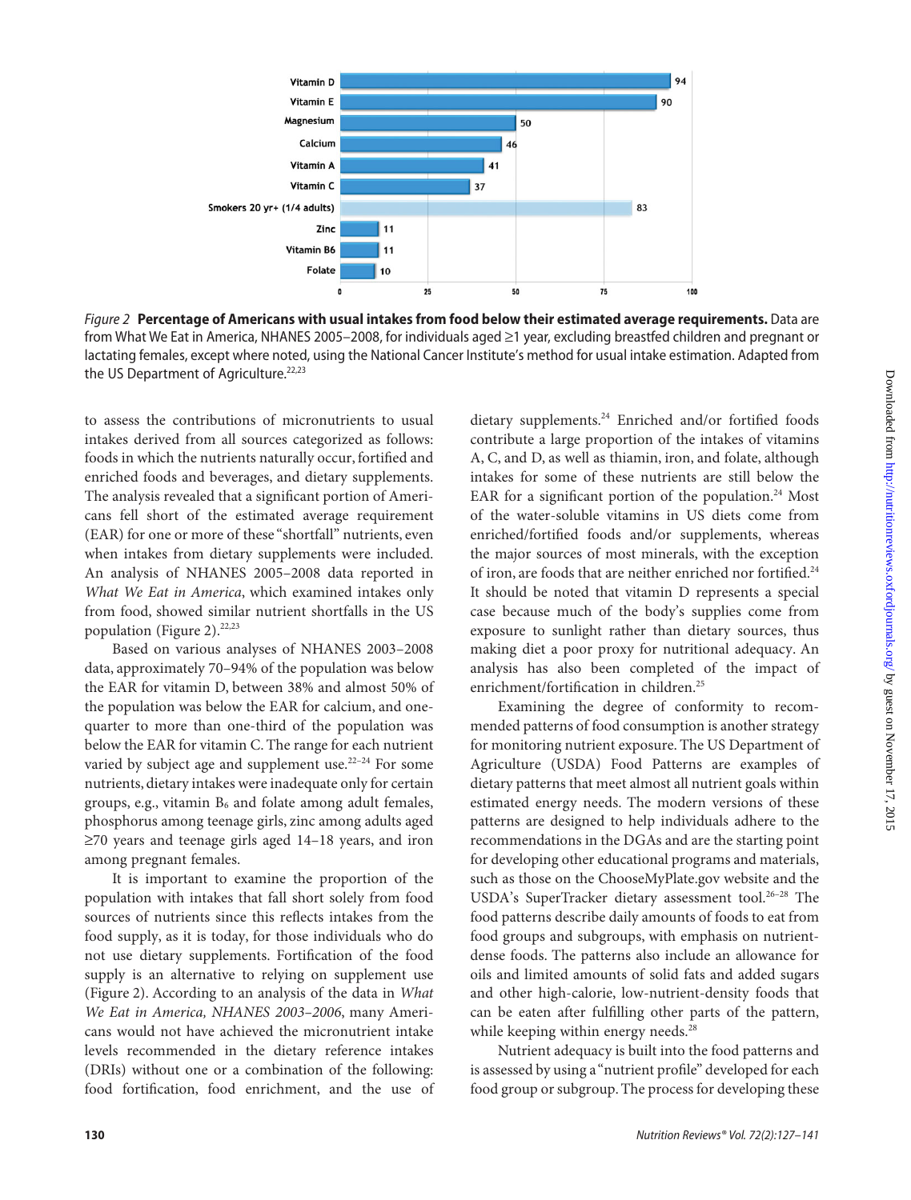| Nutrient | Percentage |
| --- | --- |
| Vitamin D | 94 |
| Vitamin E | 90 |
| Magnesium | 50 |
| Calcium | 46 |
| Vitamin A | 41 |
| Vitamin C | 37 |
| Smokers 20 yr+ (1/4 adults) | 83 |
| Zinc | 11 |
| Vitamin B6 | 11 |
| Folate | 10 |

*Figure 2* **Percentage of Americans with usual intakes from food below their estimated average requirements.** Data are from What We Eat in America, NHANES 2005–2008, for individuals aged ≥1 year, excluding breastfed children and pregnant or lactating females, except where noted, using the National Cancer Institute's method for usual intake estimation. Adapted from the US Department of Agriculture.[22,23]

to assess the contributions of micronutrients to usual intakes derived from all sources categorized as follows: foods in which the nutrients naturally occur, fortified and enriched foods and beverages, and dietary supplements. The analysis revealed that a significant portion of Americans fell short of the estimated average requirement (EAR) for one or more of these "shortfall" nutrients, even when intakes from dietary supplements were included. An analysis of NHANES 2005–2008 data reported in *What We Eat in America*, which examined intakes only from food, showed similar nutrient shortfalls in the US population (Figure 2).[22,23]

Based on various analyses of NHANES 2003–2008 data, approximately 70–94% of the population was below the EAR for vitamin D, between 38% and almost 50% of the population was below the EAR for calcium, and one-quarter to more than one-third of the population was below the EAR for vitamin C. The range for each nutrient varied by subject age and supplement use.[22–24] For some nutrients, dietary intakes were inadequate only for certain groups, e.g., vitamin $B_6$ and folate among adult females, phosphorus among teenage girls, zinc among adults aged ≥70 years and teenage girls aged 14–18 years, and iron among pregnant females.

It is important to examine the proportion of the population with intakes that fall short solely from food sources of nutrients since this reflects intakes from the food supply, as it is today, for those individuals who do not use dietary supplements. Fortification of the food supply is an alternative to relying on supplement use (Figure 2). According to an analysis of the data in *What We Eat in America, NHANES 2003–2006*, many Americans would not have achieved the micronutrient intake levels recommended in the dietary reference intakes (DRIs) without one or a combination of the following: food fortification, food enrichment, and the use of dietary supplements.[24] Enriched and/or fortified foods contribute a large proportion of the intakes of vitamins A, C, and D, as well as thiamin, iron, and folate, although intakes for some of these nutrients are still below the EAR for a significant portion of the population.[24] Most of the water-soluble vitamins in US diets come from enriched/fortified foods and/or supplements, whereas the major sources of most minerals, with the exception of iron, are foods that are neither enriched nor fortified.[24] It should be noted that vitamin D represents a special case because much of the body's supplies come from exposure to sunlight rather than dietary sources, thus making diet a poor proxy for nutritional adequacy. An analysis has also been completed of the impact of enrichment/fortification in children.[25]

Examining the degree of conformity to recommended patterns of food consumption is another strategy for monitoring nutrient exposure. The US Department of Agriculture (USDA) Food Patterns are examples of dietary patterns that meet almost all nutrient goals within estimated energy needs. The modern versions of these patterns are designed to help individuals adhere to the recommendations in the DGAs and are the starting point for developing other educational programs and materials, such as those on the ChooseMyPlate.gov website and the USDA's SuperTracker dietary assessment tool.[26–28] The food patterns describe daily amounts of foods to eat from food groups and subgroups, with emphasis on nutrient-dense foods. The patterns also include an allowance for oils and limited amounts of solid fats and added sugars and other high-calorie, low-nutrient-density foods that can be eaten after fulfilling other parts of the pattern, while keeping within energy needs.[28]

Nutrient adequacy is built into the food patterns and is assessed by using a "nutrient profile" developed for each food group or subgroup. The process for developing these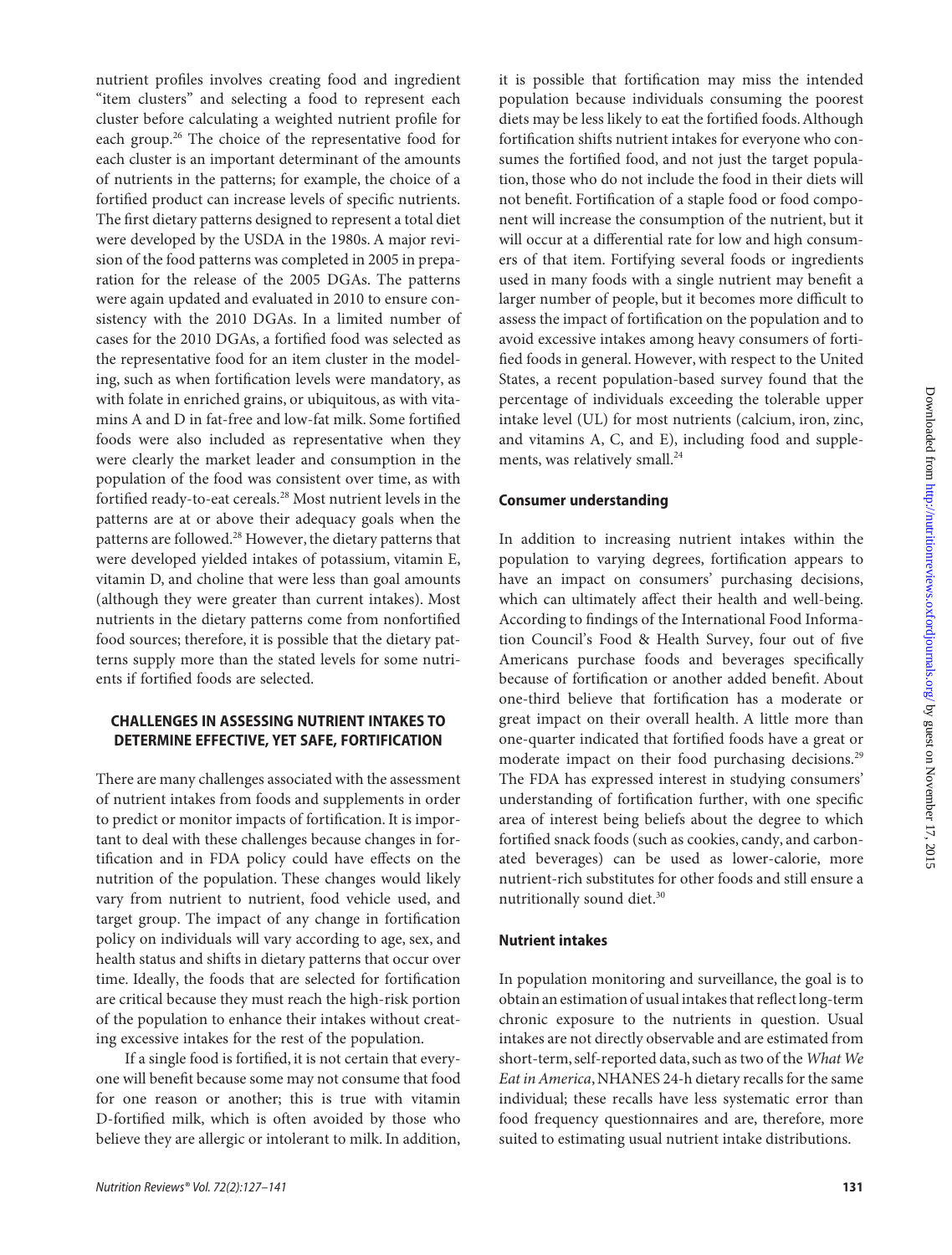nutrient profiles involves creating food and ingredient "item clusters" and selecting a food to represent each cluster before calculating a weighted nutrient profile for each group.[26] The choice of the representative food for each cluster is an important determinant of the amounts of nutrients in the patterns; for example, the choice of a fortified product can increase levels of specific nutrients. The first dietary patterns designed to represent a total diet were developed by the USDA in the 1980s. A major revision of the food patterns was completed in 2005 in preparation for the release of the 2005 DGAs. The patterns were again updated and evaluated in 2010 to ensure consistency with the 2010 DGAs. In a limited number of cases for the 2010 DGAs, a fortified food was selected as the representative food for an item cluster in the modeling, such as when fortification levels were mandatory, as with folate in enriched grains, or ubiquitous, as with vitamins A and D in fat-free and low-fat milk. Some fortified foods were also included as representative when they were clearly the market leader and consumption in the population of the food was consistent over time, as with fortified ready-to-eat cereals.[28] Most nutrient levels in the patterns are at or above their adequacy goals when the patterns are followed.[28] However, the dietary patterns that were developed yielded intakes of potassium, vitamin E, vitamin D, and choline that were less than goal amounts (although they were greater than current intakes). Most nutrients in the dietary patterns come from nonfortified food sources; therefore, it is possible that the dietary patterns supply more than the stated levels for some nutrients if fortified foods are selected.

## CHALLENGES IN ASSESSING NUTRIENT INTAKES TO DETERMINE EFFECTIVE, YET SAFE, FORTIFICATION

There are many challenges associated with the assessment of nutrient intakes from foods and supplements in order to predict or monitor impacts of fortification. It is important to deal with these challenges because changes in fortification and in FDA policy could have effects on the nutrition of the population. These changes would likely vary from nutrient to nutrient, food vehicle used, and target group. The impact of any change in fortification policy on individuals will vary according to age, sex, and health status and shifts in dietary patterns that occur over time. Ideally, the foods that are selected for fortification are critical because they must reach the high-risk portion of the population to enhance their intakes without creating excessive intakes for the rest of the population.

If a single food is fortified, it is not certain that everyone will benefit because some may not consume that food for one reason or another; this is true with vitamin D-fortified milk, which is often avoided by those who believe they are allergic or intolerant to milk. In addition, it is possible that fortification may miss the intended population because individuals consuming the poorest diets may be less likely to eat the fortified foods. Although fortification shifts nutrient intakes for everyone who consumes the fortified food, and not just the target population, those who do not include the food in their diets will not benefit. Fortification of a staple food or food component will increase the consumption of the nutrient, but it will occur at a differential rate for low and high consumers of that item. Fortifying several foods or ingredients used in many foods with a single nutrient may benefit a larger number of people, but it becomes more difficult to assess the impact of fortification on the population and to avoid excessive intakes among heavy consumers of fortified foods in general. However, with respect to the United States, a recent population-based survey found that the percentage of individuals exceeding the tolerable upper intake level (UL) for most nutrients (calcium, iron, zinc, and vitamins A, C, and E), including food and supplements, was relatively small.[24]

### Consumer understanding

In addition to increasing nutrient intakes within the population to varying degrees, fortification appears to have an impact on consumers' purchasing decisions, which can ultimately affect their health and well-being. According to findings of the International Food Information Council's Food & Health Survey, four out of five Americans purchase foods and beverages specifically because of fortification or another added benefit. About one-third believe that fortification has a moderate or great impact on their overall health. A little more than one-quarter indicated that fortified foods have a great or moderate impact on their food purchasing decisions.[29] The FDA has expressed interest in studying consumers' understanding of fortification further, with one specific area of interest being beliefs about the degree to which fortified snack foods (such as cookies, candy, and carbonated beverages) can be used as lower-calorie, more nutrient-rich substitutes for other foods and still ensure a nutritionally sound diet.[30]

### Nutrient intakes

In population monitoring and surveillance, the goal is to obtain an estimation of usual intakes that reflect long-term chronic exposure to the nutrients in question. Usual intakes are not directly observable and are estimated from short-term, self-reported data, such as two of the *What We Eat in America*, NHANES 24-h dietary recalls for the same individual; these recalls have less systematic error than food frequency questionnaires and are, therefore, more suited to estimating usual nutrient intake distributions.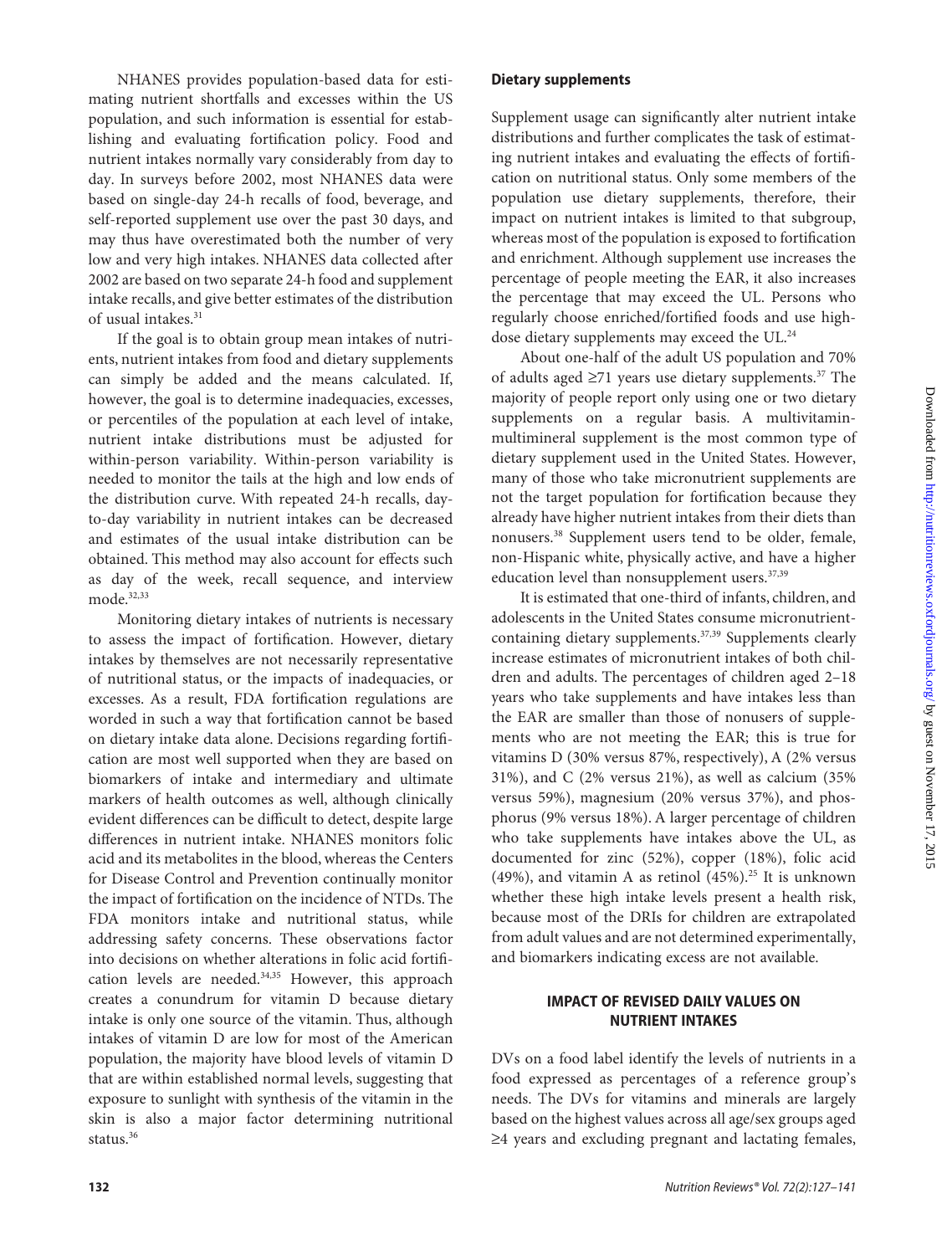NHANES provides population-based data for estimating nutrient shortfalls and excesses within the US population, and such information is essential for establishing and evaluating fortification policy. Food and nutrient intakes normally vary considerably from day to day. In surveys before 2002, most NHANES data were based on single-day 24-h recalls of food, beverage, and self-reported supplement use over the past 30 days, and may thus have overestimated both the number of very low and very high intakes. NHANES data collected after 2002 are based on two separate 24-h food and supplement intake recalls, and give better estimates of the distribution of usual intakes.[31]

If the goal is to obtain group mean intakes of nutrients, nutrient intakes from food and dietary supplements can simply be added and the means calculated. If, however, the goal is to determine inadequacies, excesses, or percentiles of the population at each level of intake, nutrient intake distributions must be adjusted for within-person variability. Within-person variability is needed to monitor the tails at the high and low ends of the distribution curve. With repeated 24-h recalls, day-to-day variability in nutrient intakes can be decreased and estimates of the usual intake distribution can be obtained. This method may also account for effects such as day of the week, recall sequence, and interview mode.[32,33]

Monitoring dietary intakes of nutrients is necessary to assess the impact of fortification. However, dietary intakes by themselves are not necessarily representative of nutritional status, or the impacts of inadequacies, or excesses. As a result, FDA fortification regulations are worded in such a way that fortification cannot be based on dietary intake data alone. Decisions regarding fortification are most well supported when they are based on biomarkers of intake and intermediary and ultimate markers of health outcomes as well, although clinically evident differences can be difficult to detect, despite large differences in nutrient intake. NHANES monitors folic acid and its metabolites in the blood, whereas the Centers for Disease Control and Prevention continually monitor the impact of fortification on the incidence of NTDs. The FDA monitors intake and nutritional status, while addressing safety concerns. These observations factor into decisions on whether alterations in folic acid fortification levels are needed.[34,35] However, this approach creates a conundrum for vitamin D because dietary intake is only one source of the vitamin. Thus, although intakes of vitamin D are low for most of the American population, the majority have blood levels of vitamin D that are within established normal levels, suggesting that exposure to sunlight with synthesis of the vitamin in the skin is also a major factor determining nutritional status.[36]

### Dietary supplements

Supplement usage can significantly alter nutrient intake distributions and further complicates the task of estimating nutrient intakes and evaluating the effects of fortification on nutritional status. Only some members of the population use dietary supplements, therefore, their impact on nutrient intakes is limited to that subgroup, whereas most of the population is exposed to fortification and enrichment. Although supplement use increases the percentage of people meeting the EAR, it also increases the percentage that may exceed the UL. Persons who regularly choose enriched/fortified foods and use high-dose dietary supplements may exceed the UL.[24]

About one-half of the adult US population and 70% of adults aged ≥71 years use dietary supplements.[37] The majority of people report only using one or two dietary supplements on a regular basis. A multivitamin-multimineral supplement is the most common type of dietary supplement used in the United States. However, many of those who take micronutrient supplements are not the target population for fortification because they already have higher nutrient intakes from their diets than nonusers.[38] Supplement users tend to be older, female, non-Hispanic white, physically active, and have a higher education level than nonsupplement users.[37,39]

It is estimated that one-third of infants, children, and adolescents in the United States consume micronutrient-containing dietary supplements.[37,39] Supplements clearly increase estimates of micronutrient intakes of both children and adults. The percentages of children aged 2–18 years who take supplements and have intakes less than the EAR are smaller than those of nonusers of supplements who are not meeting the EAR; this is true for vitamins D (30% versus 87%, respectively), A (2% versus 31%), and C (2% versus 21%), as well as calcium (35% versus 59%), magnesium (20% versus 37%), and phosphorus (9% versus 18%). A larger percentage of children who take supplements have intakes above the UL, as documented for zinc (52%), copper (18%), folic acid (49%), and vitamin A as retinol (45%).[25] It is unknown whether these high intake levels present a health risk, because most of the DRIs for children are extrapolated from adult values and are not determined experimentally, and biomarkers indicating excess are not available.

## IMPACT OF REVISED DAILY VALUES ON NUTRIENT INTAKES

DVs on a food label identify the levels of nutrients in a food expressed as percentages of a reference group's needs. The DVs for vitamins and minerals are largely based on the highest values across all age/sex groups aged ≥4 years and excluding pregnant and lactating females,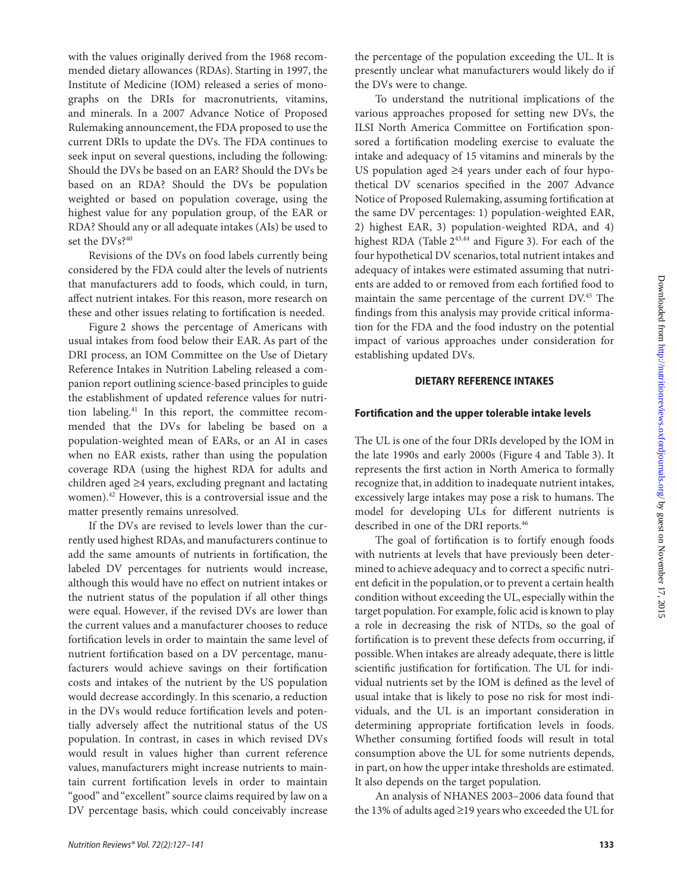with the values originally derived from the 1968 recommended dietary allowances (RDAs). Starting in 1997, the Institute of Medicine (IOM) released a series of monographs on the DRIs for macronutrients, vitamins, and minerals. In a 2007 Advance Notice of Proposed Rulemaking announcement, the FDA proposed to use the current DRIs to update the DVs. The FDA continues to seek input on several questions, including the following: Should the DVs be based on an EAR? Should the DVs be based on an RDA? Should the DVs be population weighted or based on population coverage, using the highest value for any population group, of the EAR or RDA? Should any or all adequate intakes (AIs) be used to set the DVs?[40]

Revisions of the DVs on food labels currently being considered by the FDA could alter the levels of nutrients that manufacturers add to foods, which could, in turn, affect nutrient intakes. For this reason, more research on these and other issues relating to fortification is needed.

Figure 2 shows the percentage of Americans with usual intakes from food below their EAR. As part of the DRI process, an IOM Committee on the Use of Dietary Reference Intakes in Nutrition Labeling released a companion report outlining science-based principles to guide the establishment of updated reference values for nutrition labeling.[41] In this report, the committee recommended that the DVs for labeling be based on a population-weighted mean of EARs, or an AI in cases when no EAR exists, rather than using the population coverage RDA (using the highest RDA for adults and children aged ≥4 years, excluding pregnant and lactating women).[42] However, this is a controversial issue and the matter presently remains unresolved.

If the DVs are revised to levels lower than the currently used highest RDAs, and manufacturers continue to add the same amounts of nutrients in fortification, the labeled DV percentages for nutrients would increase, although this would have no effect on nutrient intakes or the nutrient status of the population if all other things were equal. However, if the revised DVs are lower than the current values and a manufacturer chooses to reduce fortification levels in order to maintain the same level of nutrient fortification based on a DV percentage, manufacturers would achieve savings on their fortification costs and intakes of the nutrient by the US population would decrease accordingly. In this scenario, a reduction in the DVs would reduce fortification levels and potentially adversely affect the nutritional status of the US population. In contrast, in cases in which revised DVs would result in values higher than current reference values, manufacturers might increase nutrients to maintain current fortification levels in order to maintain "good" and "excellent" source claims required by law on a DV percentage basis, which could conceivably increase the percentage of the population exceeding the UL. It is presently unclear what manufacturers would likely do if the DVs were to change.

To understand the nutritional implications of the various approaches proposed for setting new DVs, the ILSI North America Committee on Fortification sponsored a fortification modeling exercise to evaluate the intake and adequacy of 15 vitamins and minerals by the US population aged ≥4 years under each of four hypothetical DV scenarios specified in the 2007 Advance Notice of Proposed Rulemaking, assuming fortification at the same DV percentages: 1) population-weighted EAR, 2) highest EAR, 3) population-weighted RDA, and 4) highest RDA (Table 2[43,44] and Figure 3). For each of the four hypothetical DV scenarios, total nutrient intakes and adequacy of intakes were estimated assuming that nutrients are added to or removed from each fortified food to maintain the same percentage of the current DV.[45] The findings from this analysis may provide critical information for the FDA and the food industry on the potential impact of various approaches under consideration for establishing updated DVs.

## DIETARY REFERENCE INTAKES

### Fortification and the upper tolerable intake levels

The UL is one of the four DRIs developed by the IOM in the late 1990s and early 2000s (Figure 4 and Table 3). It represents the first action in North America to formally recognize that, in addition to inadequate nutrient intakes, excessively large intakes may pose a risk to humans. The model for developing ULs for different nutrients is described in one of the DRI reports.[46]

The goal of fortification is to fortify enough foods with nutrients at levels that have previously been determined to achieve adequacy and to correct a specific nutrient deficit in the population, or to prevent a certain health condition without exceeding the UL, especially within the target population. For example, folic acid is known to play a role in decreasing the risk of NTDs, so the goal of fortification is to prevent these defects from occurring, if possible. When intakes are already adequate, there is little scientific justification for fortification. The UL for individual nutrients set by the IOM is defined as the level of usual intake that is likely to pose no risk for most individuals, and the UL is an important consideration in determining appropriate fortification levels in foods. Whether consuming fortified foods will result in total consumption above the UL for some nutrients depends, in part, on how the upper intake thresholds are estimated. It also depends on the target population.

An analysis of NHANES 2003–2006 data found that the 13% of adults aged ≥19 years who exceeded the UL for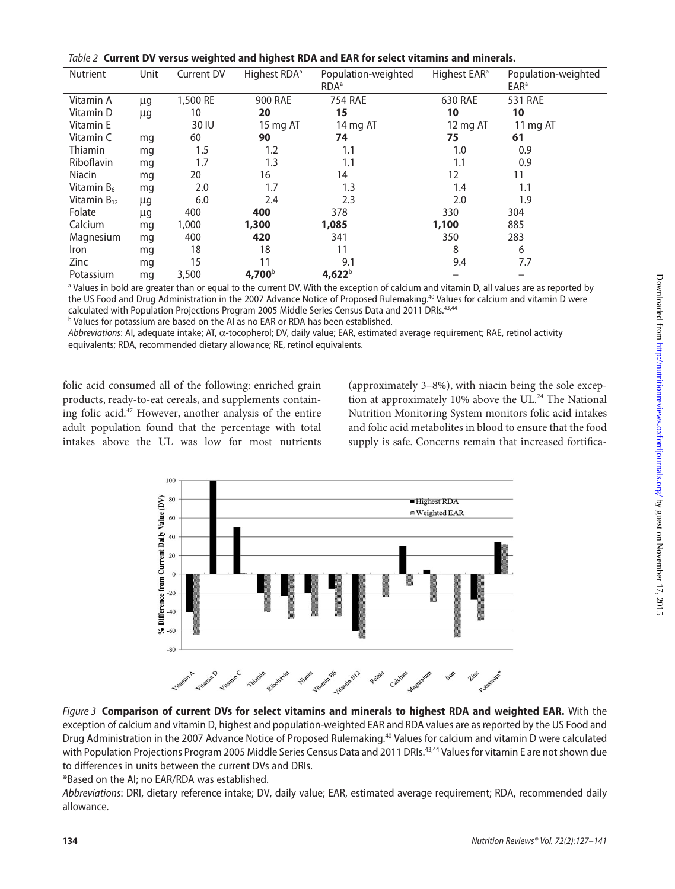*Table 2* **Current DV versus weighted and highest RDA and EAR for select vitamins and minerals.**

| Nutrient | Unit | Current DV | Highest RDA[a] | Population-weighted RDA[a] | Highest EAR[a] | Population-weighted EAR[a] |
|---|---|---|---|---|---|---|
| Vitamin A | μg | 1,500 RE | 900 RAE | 754 RAE | 630 RAE | 531 RAE |
| Vitamin D | μg | 10 | **20** | **15** | **10** | **10** |
| Vitamin E | | 30 IU | 15 mg AT | 14 mg AT | 12 mg AT | 11 mg AT |
| Vitamin C | mg | 60 | **90** | **74** | **75** | **61** |
| Thiamin | mg | 1.5 | 1.2 | 1.1 | 1.0 | 0.9 |
| Riboflavin | mg | 1.7 | 1.3 | 1.1 | 1.1 | 0.9 |
| Niacin | mg | 20 | 16 | 14 | 12 | 11 |
| Vitamin $B_6$ | mg | 2.0 | 1.7 | 1.3 | 1.4 | 1.1 |
| Vitamin $B_{12}$ | μg | 6.0 | 2.4 | 2.3 | 2.0 | 1.9 |
| Folate | μg | 400 | **400** | 378 | 330 | 304 |
| Calcium | mg | 1,000 | **1,300** | **1,085** | **1,100** | 885 |
| Magnesium | mg | 400 | **420** | 341 | 350 | 283 |
| Iron | mg | 18 | 18 | 11 | 8 | 6 |
| Zinc | mg | 15 | 11 | 9.1 | 9.4 | 7.7 |
| Potassium | mg | 3,500 | **4,700**[b] | **4,622**[b] | – | – |

[a] Values in bold are greater than or equal to the current DV. With the exception of calcium and vitamin D, all values are as reported by the US Food and Drug Administration in the 2007 Advance Notice of Proposed Rulemaking.[40] Values for calcium and vitamin D were calculated with Population Projections Program 2005 Middle Series Census Data and 2011 DRIs.[43,44]

[b] Values for potassium are based on the AI as no EAR or RDA has been established.

*Abbreviations*: AI, adequate intake; AT, α-tocopherol; DV, daily value; EAR, estimated average requirement; RAE, retinol activity equivalents; RDA, recommended dietary allowance; RE, retinol equivalents.

folic acid consumed all of the following: enriched grain products, ready-to-eat cereals, and supplements containing folic acid.[47] However, another analysis of the entire adult population found that the percentage with total intakes above the UL was low for most nutrients (approximately 3–8%), with niacin being the sole exception at approximately 10% above the UL.[24] The National Nutrition Monitoring System monitors folic acid intakes and folic acid metabolites in blood to ensure that the food supply is safe. Concerns remain that increased fortifica-

*Figure 3* **Comparison of current DVs for select vitamins and minerals to highest RDA and weighted EAR.** With the exception of calcium and vitamin D, highest and population-weighted EAR and RDA values are as reported by the US Food and Drug Administration in the 2007 Advance Notice of Proposed Rulemaking.[40] Values for calcium and vitamin D were calculated with Population Projections Program 2005 Middle Series Census Data and 2011 DRIs.[43,44] Values for vitamin E are not shown due to differences in units between the current DVs and DRIs.

*Based on the AI; no EAR/RDA was established.

*Abbreviations*: DRI, dietary reference intake; DV, daily value; EAR, estimated average requirement; RDA, recommended daily allowance.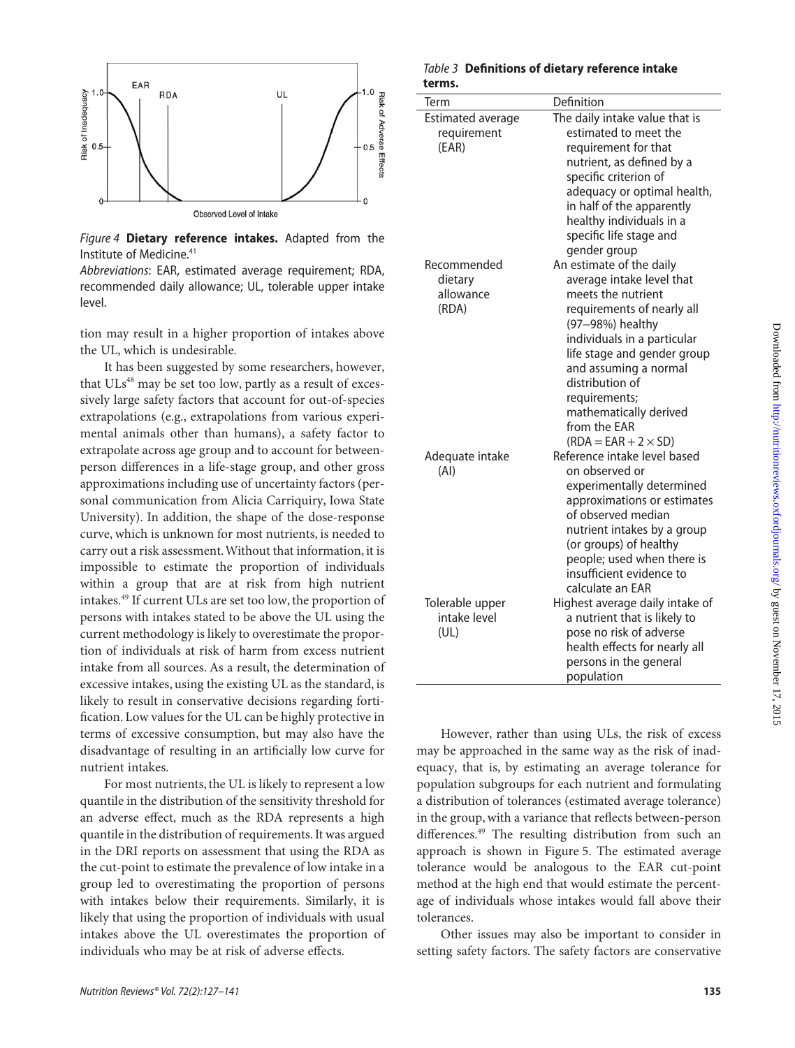*Figure 4* **Dietary reference intakes.** Adapted from the Institute of Medicine.[41]

*Abbreviations*: EAR, estimated average requirement; RDA, recommended daily allowance; UL, tolerable upper intake level.

tion may result in a higher proportion of intakes above the UL, which is undesirable.

It has been suggested by some researchers, however, that ULs[48] may be set too low, partly as a result of excessively large safety factors that account for out-of-species extrapolations (e.g., extrapolations from various experimental animals other than humans), a safety factor to extrapolate across age group and to account for between-person differences in a life-stage group, and other gross approximations including use of uncertainty factors (personal communication from Alicia Carriquiry, Iowa State University). In addition, the shape of the dose-response curve, which is unknown for most nutrients, is needed to carry out a risk assessment. Without that information, it is impossible to estimate the proportion of individuals within a group that are at risk from high nutrient intakes.[49] If current ULs are set too low, the proportion of persons with intakes stated to be above the UL using the current methodology is likely to overestimate the proportion of individuals at risk of harm from excess nutrient intake from all sources. As a result, the determination of excessive intakes, using the existing UL as the standard, is likely to result in conservative decisions regarding fortification. Low values for the UL can be highly protective in terms of excessive consumption, but may also have the disadvantage of resulting in an artificially low curve for nutrient intakes.

For most nutrients, the UL is likely to represent a low quantile in the distribution of the sensitivity threshold for an adverse effect, much as the RDA represents a high quantile in the distribution of requirements. It was argued in the DRI reports on assessment that using the RDA as the cut-point to estimate the prevalence of low intake in a group led to overestimating the proportion of persons with intakes below their requirements. Similarly, it is likely that using the proportion of individuals with usual intakes above the UL overestimates the proportion of individuals who may be at risk of adverse effects.

*Table 3* **Definitions of dietary reference intake terms.**

| Term | Definition |
|---|---|
| Estimated average requirement (EAR) | The daily intake value that is estimated to meet the requirement for that nutrient, as defined by a specific criterion of adequacy or optimal health, in half of the apparently healthy individuals in a specific life stage and gender group |
| Recommended dietary allowance (RDA) | An estimate of the daily average intake level that meets the nutrient requirements of nearly all (97–98%) healthy individuals in a particular life stage and gender group and assuming a normal distribution of requirements; mathematically derived from the EAR ($RDA = EAR + 2 \times SD$) |
| Adequate intake (AI) | Reference intake level based on observed or experimentally determined approximations or estimates of observed median nutrient intakes by a group (or groups) of healthy people; used when there is insufficient evidence to calculate an EAR |
| Tolerable upper intake level (UL) | Highest average daily intake of a nutrient that is likely to pose no risk of adverse health effects for nearly all persons in the general population |

However, rather than using ULs, the risk of excess may be approached in the same way as the risk of inadequacy, that is, by estimating an average tolerance for population subgroups for each nutrient and formulating a distribution of tolerances (estimated average tolerance) in the group, with a variance that reflects between-person differences.[49] The resulting distribution from such an approach is shown in Figure 5. The estimated average tolerance would be analogous to the EAR cut-point method at the high end that would estimate the percentage of individuals whose intakes would fall above their tolerances.

Other issues may also be important to consider in setting safety factors. The safety factors are conservative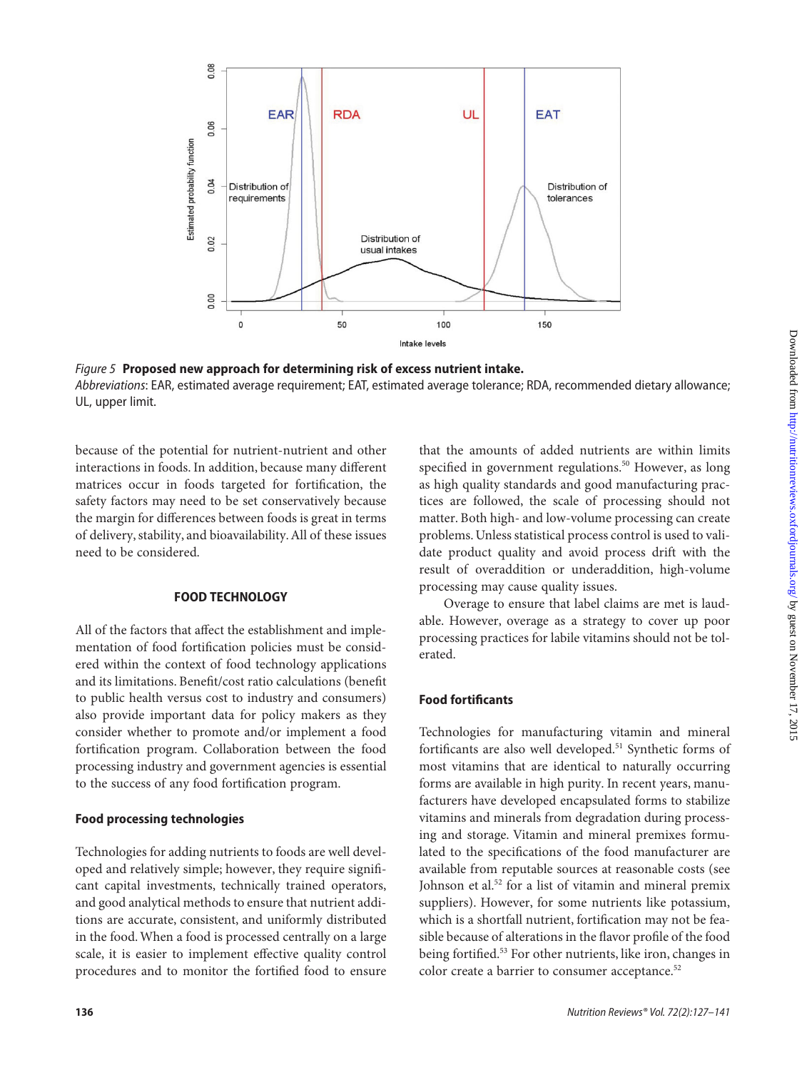Figure 5 **Proposed new approach for determining risk of excess nutrient intake.**
*Abbreviations*: EAR, estimated average requirement; EAT, estimated average tolerance; RDA, recommended dietary allowance; UL, upper limit.

because of the potential for nutrient-nutrient and other interactions in foods. In addition, because many different matrices occur in foods targeted for fortification, the safety factors may need to be set conservatively because the margin for differences between foods is great in terms of delivery, stability, and bioavailability. All of these issues need to be considered.

## FOOD TECHNOLOGY

All of the factors that affect the establishment and implementation of food fortification policies must be considered within the context of food technology applications and its limitations. Benefit/cost ratio calculations (benefit to public health versus cost to industry and consumers) also provide important data for policy makers as they consider whether to promote and/or implement a food fortification program. Collaboration between the food processing industry and government agencies is essential to the success of any food fortification program.

### Food processing technologies

Technologies for adding nutrients to foods are well developed and relatively simple; however, they require significant capital investments, technically trained operators, and good analytical methods to ensure that nutrient additions are accurate, consistent, and uniformly distributed in the food. When a food is processed centrally on a large scale, it is easier to implement effective quality control procedures and to monitor the fortified food to ensure that the amounts of added nutrients are within limits specified in government regulations.[50] However, as long as high quality standards and good manufacturing practices are followed, the scale of processing should not matter. Both high- and low-volume processing can create problems. Unless statistical process control is used to validate product quality and avoid process drift with the result of overaddition or underaddition, high-volume processing may cause quality issues.

Overage to ensure that label claims are met is laudable. However, overage as a strategy to cover up poor processing practices for labile vitamins should not be tolerated.

### Food fortificants

Technologies for manufacturing vitamin and mineral fortificants are also well developed.[51] Synthetic forms of most vitamins that are identical to naturally occurring forms are available in high purity. In recent years, manufacturers have developed encapsulated forms to stabilize vitamins and minerals from degradation during processing and storage. Vitamin and mineral premixes formulated to the specifications of the food manufacturer are available from reputable sources at reasonable costs (see Johnson et al.[52] for a list of vitamin and mineral premix suppliers). However, for some nutrients like potassium, which is a shortfall nutrient, fortification may not be feasible because of alterations in the flavor profile of the food being fortified.[53] For other nutrients, like iron, changes in color create a barrier to consumer acceptance.[52]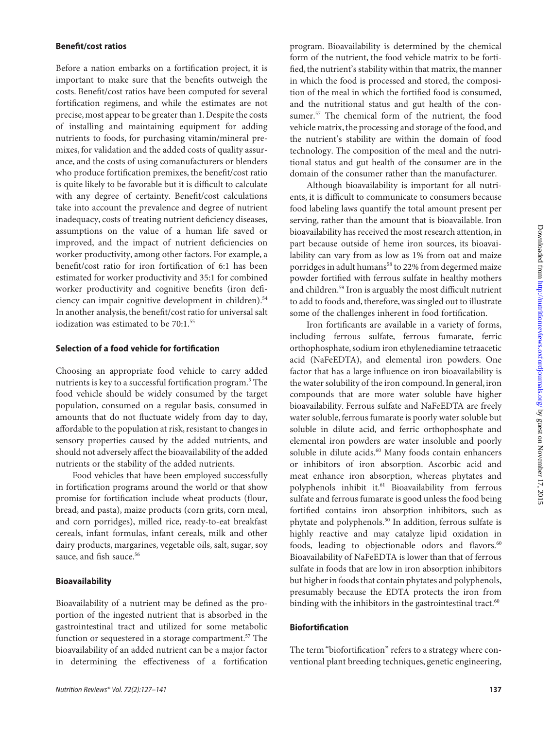### Benefit/cost ratios

Before a nation embarks on a fortification project, it is important to make sure that the benefits outweigh the costs. Benefit/cost ratios have been computed for several fortification regimens, and while the estimates are not precise, most appear to be greater than 1. Despite the costs of installing and maintaining equipment for adding nutrients to foods, for purchasing vitamin/mineral premixes, for validation and the added costs of quality assurance, and the costs of using comanufacturers or blenders who produce fortification premixes, the benefit/cost ratio is quite likely to be favorable but it is difficult to calculate with any degree of certainty. Benefit/cost calculations take into account the prevalence and degree of nutrient inadequacy, costs of treating nutrient deficiency diseases, assumptions on the value of a human life saved or improved, and the impact of nutrient deficiencies on worker productivity, among other factors. For example, a benefit/cost ratio for iron fortification of 6:1 has been estimated for worker productivity and 35:1 for combined worker productivity and cognitive benefits (iron deficiency can impair cognitive development in children).[54] In another analysis, the benefit/cost ratio for universal salt iodization was estimated to be 70:1.[55]

### Selection of a food vehicle for fortification

Choosing an appropriate food vehicle to carry added nutrients is key to a successful fortification program.[3] The food vehicle should be widely consumed by the target population, consumed on a regular basis, consumed in amounts that do not fluctuate widely from day to day, affordable to the population at risk, resistant to changes in sensory properties caused by the added nutrients, and should not adversely affect the bioavailability of the added nutrients or the stability of the added nutrients.

Food vehicles that have been employed successfully in fortification programs around the world or that show promise for fortification include wheat products (flour, bread, and pasta), maize products (corn grits, corn meal, and corn porridges), milled rice, ready-to-eat breakfast cereals, infant formulas, infant cereals, milk and other dairy products, margarines, vegetable oils, salt, sugar, soy sauce, and fish sauce.[56]

### Bioavailability

Bioavailability of a nutrient may be defined as the proportion of the ingested nutrient that is absorbed in the gastrointestinal tract and utilized for some metabolic function or sequestered in a storage compartment.[57] The bioavailability of an added nutrient can be a major factor in determining the effectiveness of a fortification program. Bioavailability is determined by the chemical form of the nutrient, the food vehicle matrix to be fortified, the nutrient's stability within that matrix, the manner in which the food is processed and stored, the composition of the meal in which the fortified food is consumed, and the nutritional status and gut health of the consumer.[57] The chemical form of the nutrient, the food vehicle matrix, the processing and storage of the food, and the nutrient's stability are within the domain of food technology. The composition of the meal and the nutritional status and gut health of the consumer are in the domain of the consumer rather than the manufacturer.

Although bioavailability is important for all nutrients, it is difficult to communicate to consumers because food labeling laws quantify the total amount present per serving, rather than the amount that is bioavailable. Iron bioavailability has received the most research attention, in part because outside of heme iron sources, its bioavailability can vary from as low as 1% from oat and maize porridges in adult humans[58] to 22% from degermed maize powder fortified with ferrous sulfate in healthy mothers and children.[59] Iron is arguably the most difficult nutrient to add to foods and, therefore, was singled out to illustrate some of the challenges inherent in food fortification.

Iron fortificants are available in a variety of forms, including ferrous sulfate, ferrous fumarate, ferric orthophosphate, sodium iron ethylenediamine tetraacetic acid (NaFeEDTA), and elemental iron powders. One factor that has a large influence on iron bioavailability is the water solubility of the iron compound. In general, iron compounds that are more water soluble have higher bioavailability. Ferrous sulfate and NaFeEDTA are freely water soluble, ferrous fumarate is poorly water soluble but soluble in dilute acid, and ferric orthophosphate and elemental iron powders are water insoluble and poorly soluble in dilute acids.[60] Many foods contain enhancers or inhibitors of iron absorption. Ascorbic acid and meat enhance iron absorption, whereas phytates and polyphenols inhibit it.[61] Bioavailability from ferrous sulfate and ferrous fumarate is good unless the food being fortified contains iron absorption inhibitors, such as phytate and polyphenols.[50] In addition, ferrous sulfate is highly reactive and may catalyze lipid oxidation in foods, leading to objectionable odors and flavors.[60] Bioavailability of NaFeEDTA is lower than that of ferrous sulfate in foods that are low in iron absorption inhibitors but higher in foods that contain phytates and polyphenols, presumably because the EDTA protects the iron from binding with the inhibitors in the gastrointestinal tract.[60]

### Biofortification

The term "biofortification" refers to a strategy where conventional plant breeding techniques, genetic engineering,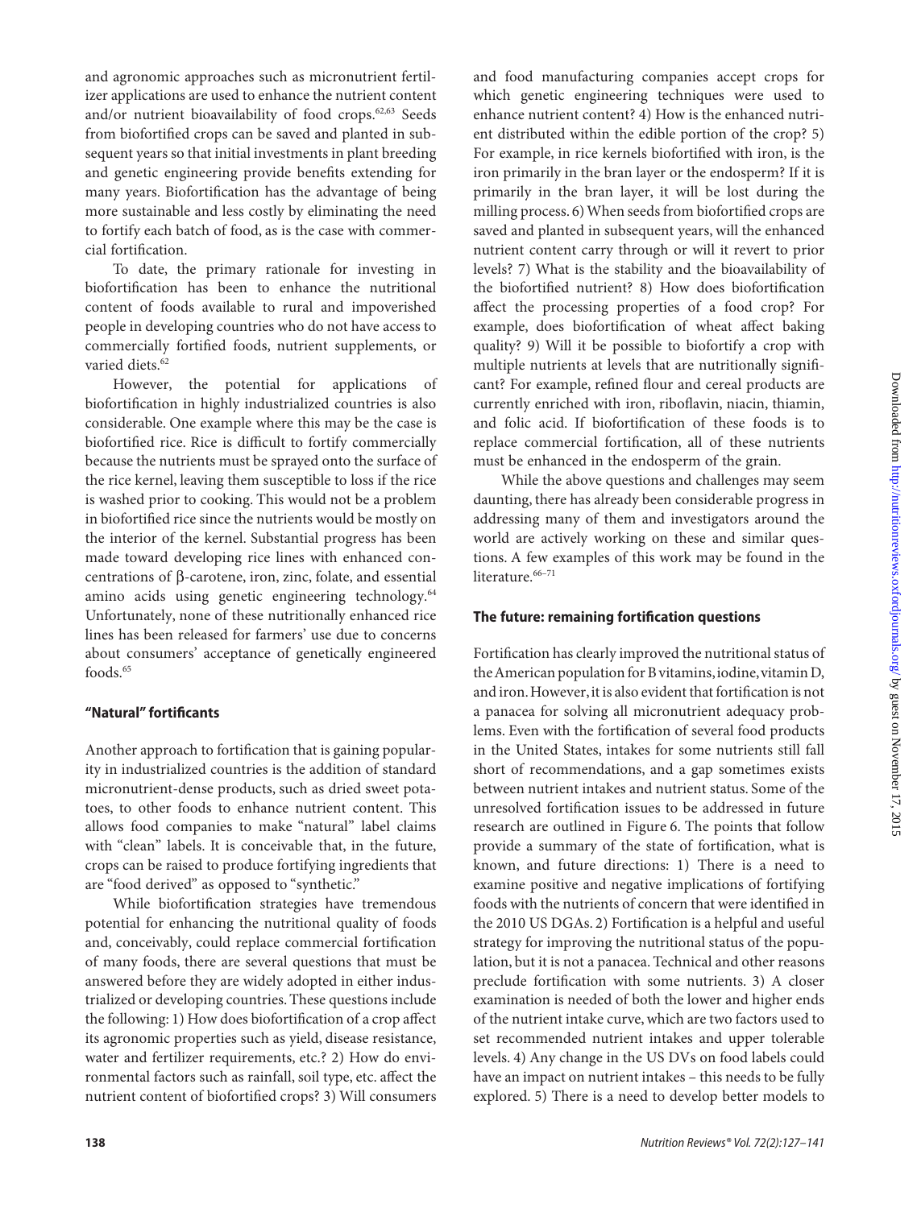and agronomic approaches such as micronutrient fertilizer applications are used to enhance the nutrient content and/or nutrient bioavailability of food crops.[62,63] Seeds from biofortified crops can be saved and planted in subsequent years so that initial investments in plant breeding and genetic engineering provide benefits extending for many years. Biofortification has the advantage of being more sustainable and less costly by eliminating the need to fortify each batch of food, as is the case with commercial fortification.

To date, the primary rationale for investing in biofortification has been to enhance the nutritional content of foods available to rural and impoverished people in developing countries who do not have access to commercially fortified foods, nutrient supplements, or varied diets.[62]

However, the potential for applications of biofortification in highly industrialized countries is also considerable. One example where this may be the case is biofortified rice. Rice is difficult to fortify commercially because the nutrients must be sprayed onto the surface of the rice kernel, leaving them susceptible to loss if the rice is washed prior to cooking. This would not be a problem in biofortified rice since the nutrients would be mostly on the interior of the kernel. Substantial progress has been made toward developing rice lines with enhanced concentrations of β-carotene, iron, zinc, folate, and essential amino acids using genetic engineering technology.[64] Unfortunately, none of these nutritionally enhanced rice lines has been released for farmers' use due to concerns about consumers' acceptance of genetically engineered foods.[65]

### "Natural" fortificants

Another approach to fortification that is gaining popularity in industrialized countries is the addition of standard micronutrient-dense products, such as dried sweet potatoes, to other foods to enhance nutrient content. This allows food companies to make "natural" label claims with "clean" labels. It is conceivable that, in the future, crops can be raised to produce fortifying ingredients that are "food derived" as opposed to "synthetic."

While biofortification strategies have tremendous potential for enhancing the nutritional quality of foods and, conceivably, could replace commercial fortification of many foods, there are several questions that must be answered before they are widely adopted in either industrialized or developing countries. These questions include the following: 1) How does biofortification of a crop affect its agronomic properties such as yield, disease resistance, water and fertilizer requirements, etc.? 2) How do environmental factors such as rainfall, soil type, etc. affect the nutrient content of biofortified crops? 3) Will consumers and food manufacturing companies accept crops for which genetic engineering techniques were used to enhance nutrient content? 4) How is the enhanced nutrient distributed within the edible portion of the crop? 5) For example, in rice kernels biofortified with iron, is the iron primarily in the bran layer or the endosperm? If it is primarily in the bran layer, it will be lost during the milling process. 6) When seeds from biofortified crops are saved and planted in subsequent years, will the enhanced nutrient content carry through or will it revert to prior levels? 7) What is the stability and the bioavailability of the biofortified nutrient? 8) How does biofortification affect the processing properties of a food crop? For example, does biofortification of wheat affect baking quality? 9) Will it be possible to biofortify a crop with multiple nutrients at levels that are nutritionally significant? For example, refined flour and cereal products are currently enriched with iron, riboflavin, niacin, thiamin, and folic acid. If biofortification of these foods is to replace commercial fortification, all of these nutrients must be enhanced in the endosperm of the grain.

While the above questions and challenges may seem daunting, there has already been considerable progress in addressing many of them and investigators around the world are actively working on these and similar questions. A few examples of this work may be found in the literature.[66–71]

## The future: remaining fortification questions

Fortification has clearly improved the nutritional status of the American population for B vitamins, iodine, vitamin D, and iron. However, it is also evident that fortification is not a panacea for solving all micronutrient adequacy problems. Even with the fortification of several food products in the United States, intakes for some nutrients still fall short of recommendations, and a gap sometimes exists between nutrient intakes and nutrient status. Some of the unresolved fortification issues to be addressed in future research are outlined in Figure 6. The points that follow provide a summary of the state of fortification, what is known, and future directions: 1) There is a need to examine positive and negative implications of fortifying foods with the nutrients of concern that were identified in the 2010 US DGAs. 2) Fortification is a helpful and useful strategy for improving the nutritional status of the population, but it is not a panacea. Technical and other reasons preclude fortification with some nutrients. 3) A closer examination is needed of both the lower and higher ends of the nutrient intake curve, which are two factors used to set recommended nutrient intakes and upper tolerable levels. 4) Any change in the US DVs on food labels could have an impact on nutrient intakes – this needs to be fully explored. 5) There is a need to develop better models to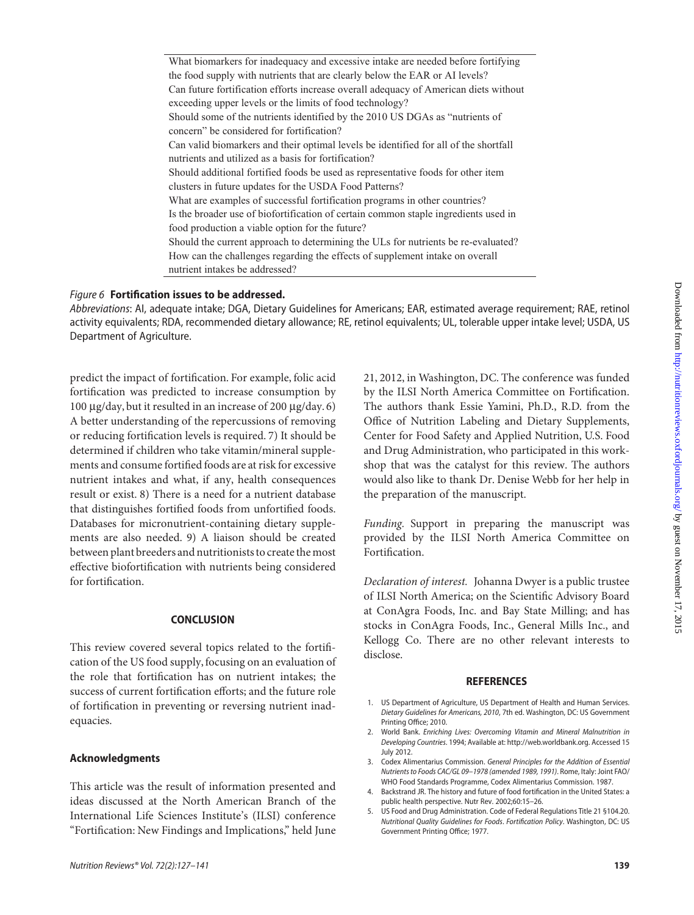| |
|---|
| What biomarkers for inadequacy and excessive intake are needed before fortifying the food supply with nutrients that are clearly below the EAR or AI levels? |
| Can future fortification efforts increase overall adequacy of American diets without exceeding upper levels or the limits of food technology? |
| Should some of the nutrients identified by the 2010 US DGAs as "nutrients of concern" be considered for fortification? |
| Can valid biomarkers and their optimal levels be identified for all of the shortfall nutrients and utilized as a basis for fortification? |
| Should additional fortified foods be used as representative foods for other item clusters in future updates for the USDA Food Patterns? |
| What are examples of successful fortification programs in other countries? |
| Is the broader use of biofortification of certain common staple ingredients used in food production a viable option for the future? |
| Should the current approach to determining the ULs for nutrients be re-evaluated? |
| How can the challenges regarding the effects of supplement intake on overall nutrient intakes be addressed? |

*Figure 6* **Fortification issues to be addressed.**
*Abbreviations*: AI, adequate intake; DGA, Dietary Guidelines for Americans; EAR, estimated average requirement; RAE, retinol activity equivalents; RDA, recommended dietary allowance; RE, retinol equivalents; UL, tolerable upper intake level; USDA, US Department of Agriculture.

predict the impact of fortification. For example, folic acid fortification was predicted to increase consumption by 100 µg/day, but it resulted in an increase of 200 µg/day. 6) A better understanding of the repercussions of removing or reducing fortification levels is required. 7) It should be determined if children who take vitamin/mineral supplements and consume fortified foods are at risk for excessive nutrient intakes and what, if any, health consequences result or exist. 8) There is a need for a nutrient database that distinguishes fortified foods from unfortified foods. Databases for micronutrient-containing dietary supplements are also needed. 9) A liaison should be created between plant breeders and nutritionists to create the most effective biofortification with nutrients being considered for fortification.

## CONCLUSION

This review covered several topics related to the fortification of the US food supply, focusing on an evaluation of the role that fortification has on nutrient intakes; the success of current fortification efforts; and the future role of fortification in preventing or reversing nutrient inadequacies.

### Acknowledgments

This article was the result of information presented and ideas discussed at the North American Branch of the International Life Sciences Institute's (ILSI) conference "Fortification: New Findings and Implications," held June 21, 2012, in Washington, DC. The conference was funded by the ILSI North America Committee on Fortification. The authors thank Essie Yamini, Ph.D., R.D. from the Office of Nutrition Labeling and Dietary Supplements, Center for Food Safety and Applied Nutrition, U.S. Food and Drug Administration, who participated in this workshop that was the catalyst for this review. The authors would also like to thank Dr. Denise Webb for her help in the preparation of the manuscript.

*Funding.* Support in preparing the manuscript was provided by the ILSI North America Committee on Fortification.

*Declaration of interest.* Johanna Dwyer is a public trustee of ILSI North America; on the Scientific Advisory Board at ConAgra Foods, Inc. and Bay State Milling; and has stocks in ConAgra Foods, Inc., General Mills Inc., and Kellogg Co. There are no other relevant interests to disclose.

## REFERENCES

1. US Department of Agriculture, US Department of Health and Human Services. *Dietary Guidelines for Americans, 2010*, 7th ed. Washington, DC: US Government Printing Office; 2010.
2. World Bank. *Enriching Lives: Overcoming Vitamin and Mineral Malnutrition in Developing Countries*. 1994; Available at: http://web.worldbank.org. Accessed 15 July 2012.
3. Codex Alimentarius Commission. *General Principles for the Addition of Essential Nutrients to Foods CAC/GL 09–1978 (amended 1989, 1991)*. Rome, Italy: Joint FAO/WHO Food Standards Programme, Codex Alimentarius Commission. 1987.
4. Backstrand JR. The history and future of food fortification in the United States: a public health perspective. Nutr Rev. 2002;60:15–26.
5. US Food and Drug Administration. Code of Federal Regulations Title 21 §104.20. *Nutritional Quality Guidelines for Foods. Fortification Policy*. Washington, DC: US Government Printing Office; 1977.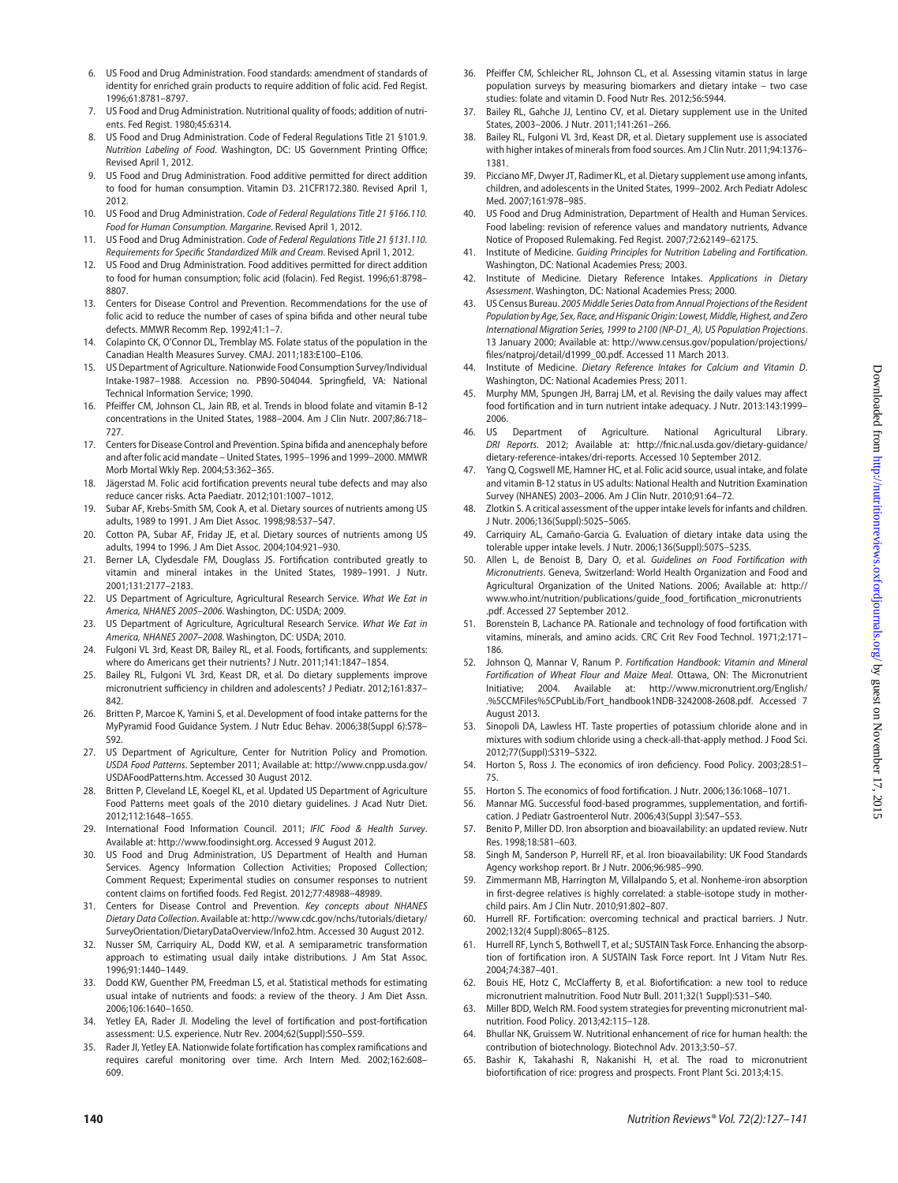6. US Food and Drug Administration. Food standards: amendment of standards of identity for enriched grain products to require addition of folic acid. Fed Regist. 1996;61:8781–8797.
7. US Food and Drug Administration. Nutritional quality of foods; addition of nutrients. Fed Regist. 1980;45:6314.
8. US Food and Drug Administration. Code of Federal Regulations Title 21 §101.9. *Nutrition Labeling of Food*. Washington, DC: US Government Printing Office; Revised April 1, 2012.
9. US Food and Drug Administration. Food additive permitted for direct addition to food for human consumption. Vitamin D3. 21CFR172.380. Revised April 1, 2012.
10. US Food and Drug Administration. *Code of Federal Regulations Title 21 §166.110. Food for Human Consumption. Margarine*. Revised April 1, 2012.
11. US Food and Drug Administration. *Code of Federal Regulations Title 21 §131.110. Requirements for Specific Standardized Milk and Cream*. Revised April 1, 2012.
12. US Food and Drug Administration. Food additives permitted for direct addition to food for human consumption; folic acid (folacin). Fed Regist. 1996;61:8798–8807.
13. Centers for Disease Control and Prevention. Recommendations for the use of folic acid to reduce the number of cases of spina bifida and other neural tube defects. MMWR Recomm Rep. 1992;41:1–7.
14. Colapinto CK, O'Connor DL, Tremblay MS. Folate status of the population in the Canadian Health Measures Survey. CMAJ. 2011;183:E100–E106.
15. US Department of Agriculture. Nationwide Food Consumption Survey/Individual Intake-1987–1988. Accession no. PB90-504044. Springfield, VA: National Technical Information Service; 1990.
16. Pfeiffer CM, Johnson CL, Jain RB, et al. Trends in blood folate and vitamin B-12 concentrations in the United States, 1988–2004. Am J Clin Nutr. 2007;86:718–727.
17. Centers for Disease Control and Prevention. Spina bifida and anencephaly before and after folic acid mandate – United States, 1995–1996 and 1999–2000. MMWR Morb Mortal Wkly Rep. 2004;53:362–365.
18. Jägerstad M. Folic acid fortification prevents neural tube defects and may also reduce cancer risks. Acta Paediatr. 2012;101:1007–1012.
19. Subar AF, Krebs-Smith SM, Cook A, et al. Dietary sources of nutrients among US adults, 1989 to 1991. J Am Diet Assoc. 1998;98:537–547.
20. Cotton PA, Subar AF, Friday JE, et al. Dietary sources of nutrients among US adults, 1994 to 1996. J Am Diet Assoc. 2004;104:921–930.
21. Berner LA, Clydesdale FM, Douglass JS. Fortification contributed greatly to vitamin and mineral intakes in the United States, 1989–1991. J Nutr. 2001;131:2177–2183.
22. US Department of Agriculture, Agricultural Research Service. *What We Eat in America, NHANES 2005–2006*. Washington, DC: USDA; 2009.
23. US Department of Agriculture, Agricultural Research Service. *What We Eat in America, NHANES 2007–2008*. Washington, DC: USDA; 2010.
24. Fulgoni VL 3rd, Keast DR, Bailey RL, et al. Foods, fortificants, and supplements: where do Americans get their nutrients? J Nutr. 2011;141:1847–1854.
25. Bailey RL, Fulgoni VL 3rd, Keast DR, et al. Do dietary supplements improve micronutrient sufficiency in children and adolescents? J Pediatr. 2012;161:837–842.
26. Britten P, Marcoe K, Yamini S, et al. Development of food intake patterns for the MyPyramid Food Guidance System. J Nutr Educ Behav. 2006;38(Suppl 6):S78–S92.
27. US Department of Agriculture, Center for Nutrition Policy and Promotion. *USDA Food Patterns*. September 2011; Available at: http://www.cnpp.usda.gov/USDAFoodPatterns.htm. Accessed 30 August 2012.
28. Britten P, Cleveland LE, Koegel KL, et al. Updated US Department of Agriculture Food Patterns meet goals of the 2010 dietary guidelines. J Acad Nutr Diet. 2012;112:1648–1655.
29. International Food Information Council. 2011; *IFIC Food & Health Survey*. Available at: http://www.foodinsight.org. Accessed 9 August 2012.
30. US Food and Drug Administration, US Department of Health and Human Services. Agency Information Collection Activities; Proposed Collection; Comment Request; Experimental studies on consumer responses to nutrient content claims on fortified foods. Fed Regist. 2012;77:48988–48989.
31. Centers for Disease Control and Prevention. *Key concepts about NHANES Dietary Data Collection*. Available at: http://www.cdc.gov/nchs/tutorials/dietary/SurveyOrientation/DietaryDataOverview/Info2.htm. Accessed 30 August 2012.
32. Nusser SM, Carriquiry AL, Dodd KW, et al. A semiparametric transformation approach to estimating usual daily intake distributions. J Am Stat Assoc. 1996;91:1440–1449.
33. Dodd KW, Guenther PM, Freedman LS, et al. Statistical methods for estimating usual intake of nutrients and foods: a review of the theory. J Am Diet Assn. 2006;106:1640–1650.
34. Yetley EA, Rader JI. Modeling the level of fortification and post-fortification assessment: U.S. experience. Nutr Rev. 2004;62(Suppl):S50–S59.
35. Rader JI, Yetley EA. Nationwide folate fortification has complex ramifications and requires careful monitoring over time. Arch Intern Med. 2002;162:608–609.
36. Pfeiffer CM, Schleicher RL, Johnson CL, et al. Assessing vitamin status in large population surveys by measuring biomarkers and dietary intake – two case studies: folate and vitamin D. Food Nutr Res. 2012;56:5944.
37. Bailey RL, Gahche JJ, Lentino CV, et al. Dietary supplement use in the United States, 2003–2006. J Nutr. 2011;141:261–266.
38. Bailey RL, Fulgoni VL 3rd, Keast DR, et al. Dietary supplement use is associated with higher intakes of minerals from food sources. Am J Clin Nutr. 2011;94:1376–1381.
39. Picciano MF, Dwyer JT, Radimer KL, et al. Dietary supplement use among infants, children, and adolescents in the United States, 1999–2002. Arch Pediatr Adolesc Med. 2007;161:978–985.
40. US Food and Drug Administration, Department of Health and Human Services. Food labeling: revision of reference values and mandatory nutrients, Advance Notice of Proposed Rulemaking. Fed Regist. 2007;72:62149–62175.
41. Institute of Medicine. *Guiding Principles for Nutrition Labeling and Fortification*. Washington, DC: National Academies Press; 2003.
42. Institute of Medicine. Dietary Reference Intakes. *Applications in Dietary Assessment*. Washington, DC: National Academies Press; 2000.
43. US Census Bureau. *2005 Middle Series Data from Annual Projections of the Resident Population by Age, Sex, Race, and Hispanic Origin: Lowest, Middle, Highest, and Zero International Migration Series, 1999 to 2100 (NP-D1_A), US Population Projections*. 13 January 2000; Available at: http://www.census.gov/population/projections/files/natproj/detail/d1999_00.pdf. Accessed 11 March 2013.
44. Institute of Medicine. *Dietary Reference Intakes for Calcium and Vitamin D*. Washington, DC: National Academies Press; 2011.
45. Murphy MM, Spungen JH, Barraj LM, et al. Revising the daily values may affect food fortification and in turn nutrient intake adequacy. J Nutr. 2013:143:1999–2006.
46. US Department of Agriculture. National Agricultural Library. *DRI Reports*. 2012; Available at: http://fnic.nal.usda.gov/dietary-guidance/dietary-reference-intakes/dri-reports. Accessed 10 September 2012.
47. Yang Q, Cogswell ME, Hamner HC, et al. Folic acid source, usual intake, and folate and vitamin B-12 status in US adults: National Health and Nutrition Examination Survey (NHANES) 2003–2006. Am J Clin Nutr. 2010;91:64–72.
48. Zlotkin S. A critical assessment of the upper intake levels for infants and children. J Nutr. 2006;136(Suppl):502S–506S.
49. Carriquiry AL, Camaño-Garcia G. Evaluation of dietary intake data using the tolerable upper intake levels. J Nutr. 2006;136(Suppl):507S–523S.
50. Allen L, de Benoist B, Dary O, et al. *Guidelines on Food Fortification with Micronutrients*. Geneva, Switzerland: World Health Organization and Food and Agricultural Organization of the United Nations. 2006; Available at: http://www.who.int/nutrition/publications/guide_food_fortification_micronutrients.pdf. Accessed 27 September 2012.
51. Borenstein B, Lachance PA. Rationale and technology of food fortification with vitamins, minerals, and amino acids. CRC Crit Rev Food Technol. 1971;2:171–186.
52. Johnson Q, Mannar V, Ranum P. *Fortification Handbook: Vitamin and Mineral Fortification of Wheat Flour and Maize Meal*. Ottawa, ON: The Micronutrient Initiative; 2004. Available at: http://www.micronutrient.org/English/.%5CCMFiles%5CPubLib/Fort_handbook1NDB-3242008-2608.pdf. Accessed 7 August 2013.
53. Sinopoli DA, Lawless HT. Taste properties of potassium chloride alone and in mixtures with sodium chloride using a check-all-that-apply method. J Food Sci. 2012;77(Suppl):S319–S322.
54. Horton S, Ross J. The economics of iron deficiency. Food Policy. 2003;28:51–75.
55. Horton S. The economics of food fortification. J Nutr. 2006;136:1068–1071.
56. Mannar MG. Successful food-based programmes, supplementation, and fortification. J Pediatr Gastroenterol Nutr. 2006;43(Suppl 3):S47–S53.
57. Benito P, Miller DD. Iron absorption and bioavailability: an updated review. Nutr Res. 1998;18:581–603.
58. Singh M, Sanderson P, Hurrell RF, et al. Iron bioavailability: UK Food Standards Agency workshop report. Br J Nutr. 2006;96:985–990.
59. Zimmermann MB, Harrington M, Villalpando S, et al. Nonheme-iron absorption in first-degree relatives is highly correlated: a stable-isotope study in mother-child pairs. Am J Clin Nutr. 2010;91:802–807.
60. Hurrell RF. Fortification: overcoming technical and practical barriers. J Nutr. 2002;132(4 Suppl):806S–812S.
61. Hurrell RF, Lynch S, Bothwell T, et al.; SUSTAIN Task Force. Enhancing the absorption of fortification iron. A SUSTAIN Task Force report. Int J Vitam Nutr Res. 2004;74:387–401.
62. Bouis HE, Hotz C, McClafferty B, et al. Biofortification: a new tool to reduce micronutrient malnutrition. Food Nutr Bull. 2011;32(1 Suppl):S31–S40.
63. Miller BDD, Welch RM. Food system strategies for preventing micronutrient malnutrition. Food Policy. 2013;42:115–128.
64. Bhullar NK, Gruissem W. Nutritional enhancement of rice for human health: the contribution of biotechnology. Biotechnol Adv. 2013;3:50–57.
65. Bashir K, Takahashi R, Nakanishi H, et al. The road to micronutrient biofortification of rice: progress and prospects. Front Plant Sci. 2013;4:15.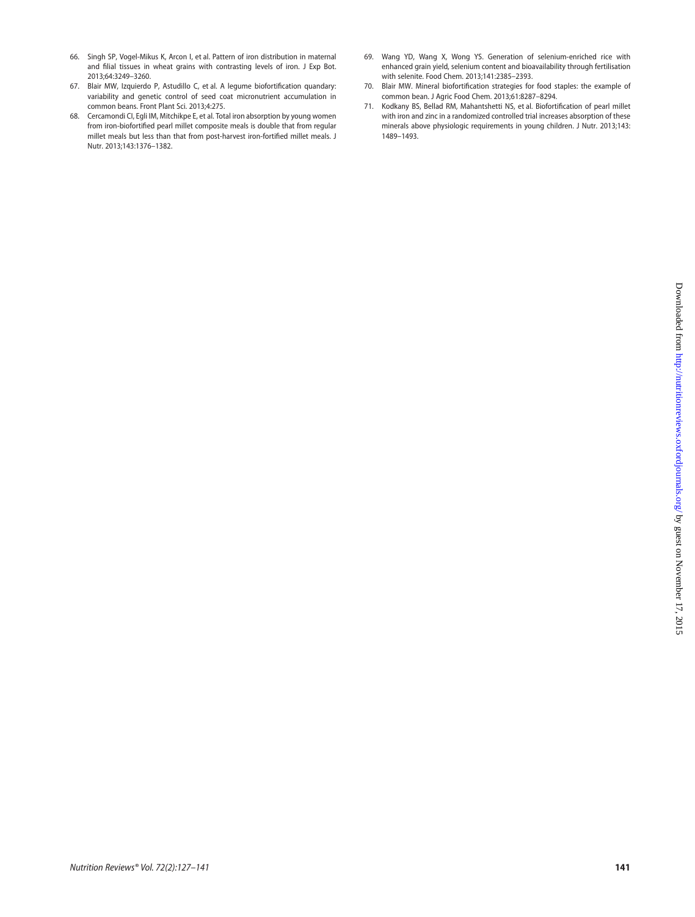66. Singh SP, Vogel-Mikus K, Arcon I, et al. Pattern of iron distribution in maternal and filial tissues in wheat grains with contrasting levels of iron. J Exp Bot. 2013;64:3249–3260.
67. Blair MW, Izquierdo P, Astudillo C, et al. A legume biofortification quandary: variability and genetic control of seed coat micronutrient accumulation in common beans. Front Plant Sci. 2013;4:275.
68. Cercamondi CI, Egli IM, Mitchikpe E, et al. Total iron absorption by young women from iron-biofortified pearl millet composite meals is double that from regular millet meals but less than that from post-harvest iron-fortified millet meals. J Nutr. 2013;143:1376–1382.
69. Wang YD, Wang X, Wong YS. Generation of selenium-enriched rice with enhanced grain yield, selenium content and bioavailability through fertilisation with selenite. Food Chem. 2013;141:2385–2393.
70. Blair MW. Mineral biofortification strategies for food staples: the example of common bean. J Agric Food Chem. 2013;61:8287–8294.
71. Kodkany BS, Bellad RM, Mahantshetti NS, et al. Biofortification of pearl millet with iron and zinc in a randomized controlled trial increases absorption of these minerals above physiologic requirements in young children. J Nutr. 2013;143: 1489–1493.